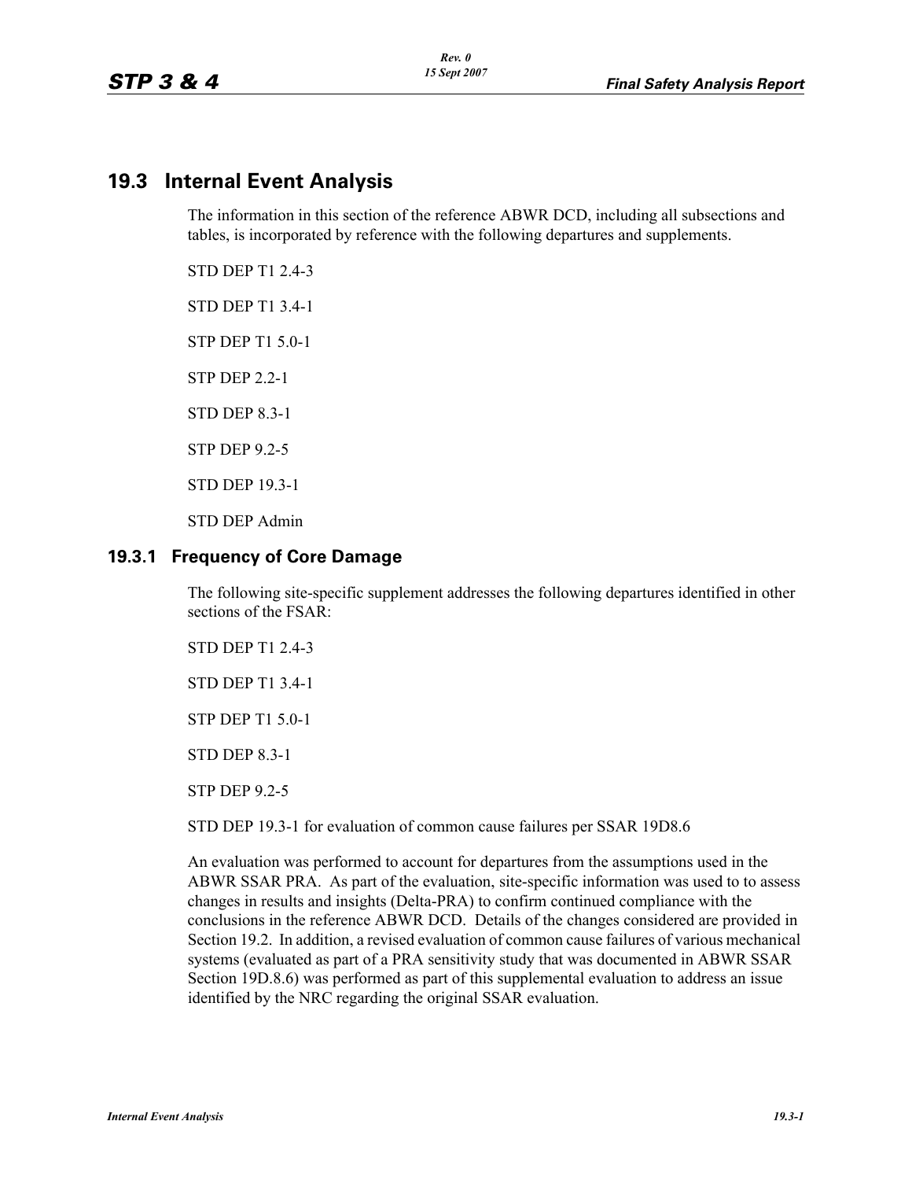## 19.3 Internal Event Analysis

The information in this section of the reference ABWR DCD, including all subsections and tables, is incorporated by reference with the following departures and supplements.

STD DEP T1 2.4-3

STD DEP T1 3.4-1

STP DEP T1 5.0-1

STP DEP 2.2-1

STD DEP 8.3-1

STP DEP 9.2-5

STD DEP 19.3-1

STD DEP Admin

### 19.3.1 Frequency of Core Damage

The following site-specific supplement addresses the following departures identified in other sections of the FSAR:

STD DEP T1 2.4-3

STD DEP T1 3.4-1

STP DEP T1 5.0-1

STD DEP 8.3-1

STP DEP 9.2-5

STD DEP 19.3-1 for evaluation of common cause failures per SSAR 19D8.6

An evaluation was performed to account for departures from the assumptions used in the ABWR SSAR PRA. As part of the evaluation, site-specific information was used to to assess changes in results and insights (Delta-PRA) to confirm continued compliance with the conclusions in the reference ABWR DCD. Details of the changes considered are provided in Section 19.2. In addition, a revised evaluation of common cause failures of various mechanical systems (evaluated as part of a PRA sensitivity study that was documented in ABWR SSAR Section 19D.8.6) was performed as part of this supplemental evaluation to address an issue identified by the NRC regarding the original SSAR evaluation.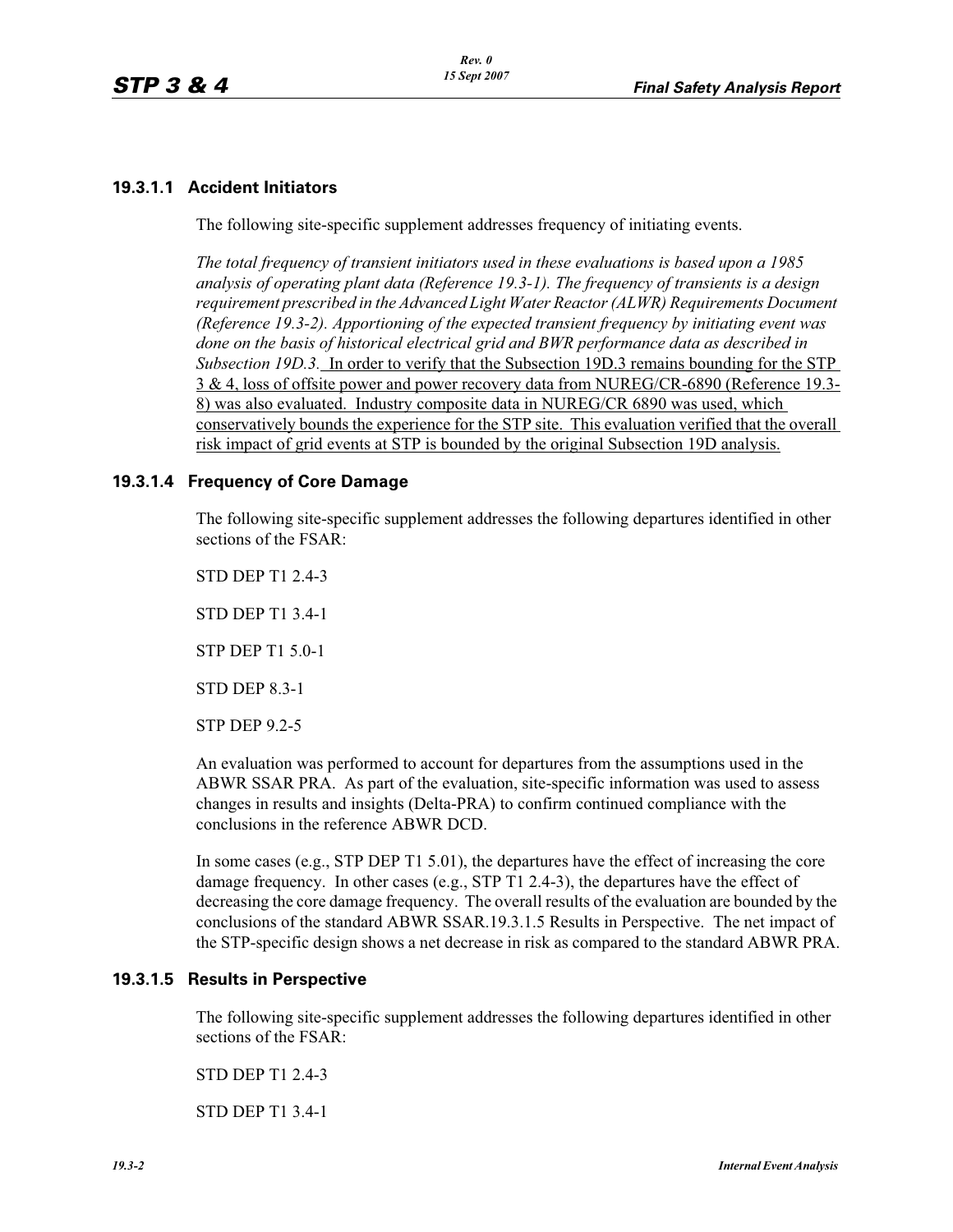### 19.3.1.1 Accident Initiators

The following site-specific supplement addresses frequency of initiating events.

*The total frequency of transient initiators used in these evaluations is based upon a 1985 analysis of operating plant data (Reference 19.3-1). The frequency of transients is a design requirement prescribed in the Advanced Light Water Reactor (ALWR) Requirements Document (Reference 19.3-2). Apportioning of the expected transient frequency by initiating event was done on the basis of historical electrical grid and BWR performance data as described in Subsection 19D.3.* In order to verify that the Subsection 19D.3 remains bounding for the STP 3 & 4, loss of offsite power and power recovery data from NUREG/CR-6890 (Reference 19.3-8) was also evaluated. Industry composite data in NUREG/CR 6890 was used, which conservatively bounds the experience for the STP site. This evaluation verified that the overall risk impact of grid events at STP is bounded by the original Subsection 19D analysis.

### 19.3.1.4 Frequency of Core Damage

The following site-specific supplement addresses the following departures identified in other sections of the FSAR:

STD DEP T1 2.4-3

STD DEP T1 3.4-1

STP DEP T1 5.0-1

STD DEP 8.3-1

STP DEP 9.2-5

An evaluation was performed to account for departures from the assumptions used in the ABWR SSAR PRA. As part of the evaluation, site-specific information was used to assess changes in results and insights (Delta-PRA) to confirm continued compliance with the conclusions in the reference ABWR DCD.

In some cases (e.g., STP DEP T1 5.01), the departures have the effect of increasing the core damage frequency. In other cases (e.g., STP T1 2.4-3), the departures have the effect of decreasing the core damage frequency. The overall results of the evaluation are bounded by the conclusions of the standard ABWR SSAR.19.3.1.5 Results in Perspective. The net impact of the STP-specific design shows a net decrease in risk as compared to the standard ABWR PRA.

### 19.3.1.5 Results in Perspective

The following site-specific supplement addresses the following departures identified in other sections of the FSAR:

STD DEP T1 2.4-3

STD DEP T1 3.4-1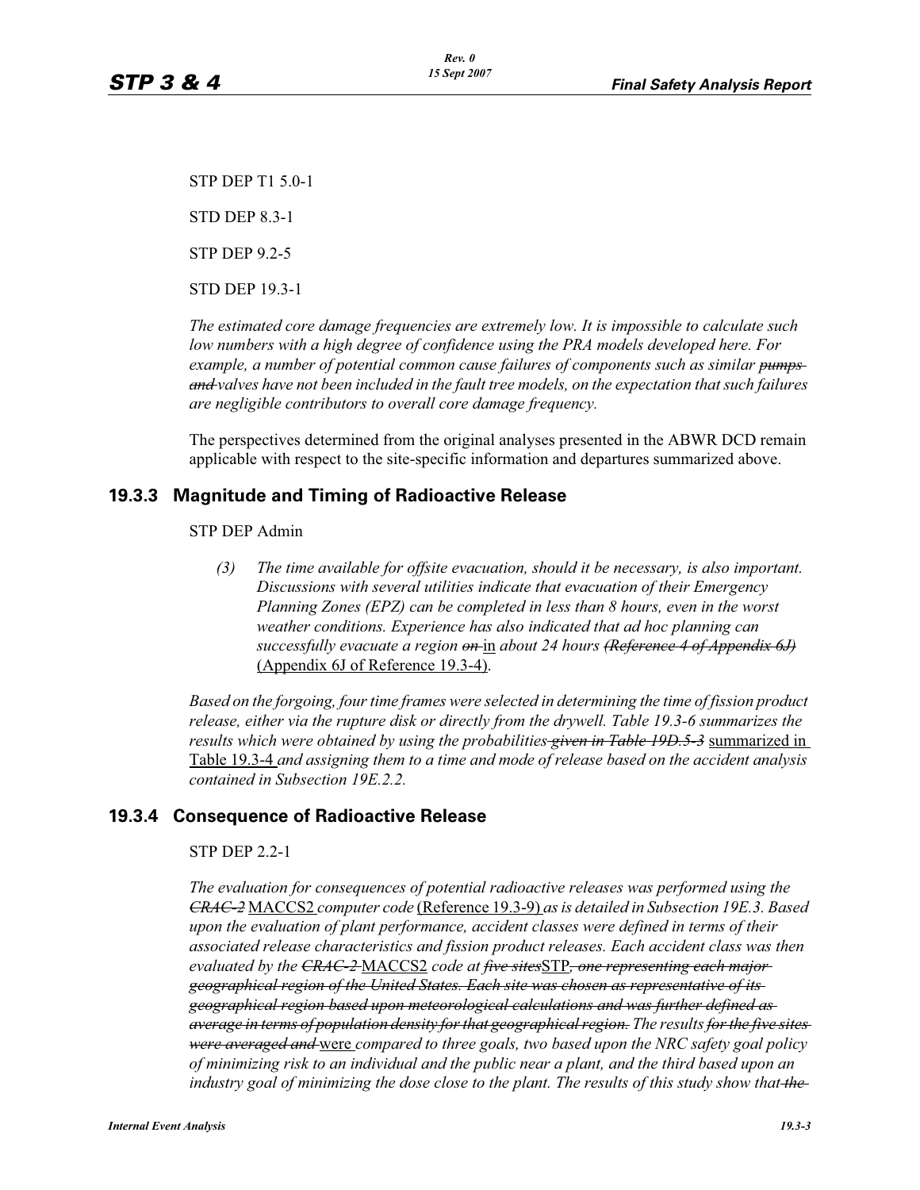STP DEP T1 5.0-1

STD DEP 8.3-1

STP DEP 9.2-5

STD DEP 19.3-1

*The estimated core damage frequencies are extremely low. It is impossible to calculate such low numbers with a high degree of confidence using the PRA models developed here. For example, a number of potential common cause failures of components such as similar ~~pumps and~~ valves have not been included in the fault tree models, on the expectation that such failures are negligible contributors to overall core damage frequency.*

The perspectives determined from the original analyses presented in the ABWR DCD remain applicable with respect to the site-specific information and departures summarized above.

## 19.3.3 Magnitude and Timing of Radioactive Release

STP DEP Admin

*(3) The time available for offsite evacuation, should it be necessary, is also important. Discussions with several utilities indicate that evacuation of their Emergency Planning Zones (EPZ) can be completed in less than 8 hours, even in the worst weather conditions. Experience has also indicated that ad hoc planning can successfully evacuate a region ~~on~~* <u>in</u> *about 24 hours ~~(Reference 4 of Appendix 6J)~~* <u>(Appendix 6J of Reference 19.3-4)</u>.

*Based on the forgoing, four time frames were selected in determining the time of fission product release, either via the rupture disk or directly from the drywell. Table 19.3-6 summarizes the results which were obtained by using the probabilities ~~given in Table 19D.5-3~~* <u>summarized in Table 19.3-4</u> *and assigning them to a time and mode of release based on the accident analysis contained in Subsection 19E.2.2.*

## 19.3.4 Consequence of Radioactive Release

STP DEP 2.2-1

*The evaluation for consequences of potential radioactive releases was performed using the ~~CRAC-2~~* <u>MACCS2</u> *computer code* <u>(Reference 19.3-9)</u> *as is detailed in Subsection 19E.3. Based upon the evaluation of plant performance, accident classes were defined in terms of their associated release characteristics and fission product releases. Each accident class was then evaluated by the ~~CRAC-2~~* <u>MACCS2</u> *code at ~~five sites~~*<u>STP</u>*~~, one representing each major geographical region of the United States. Each site was chosen as representative of its geographical region based upon meteorological calculations and was further defined as average in terms of population density for that geographical region.~~ The results ~~for the five sites were averaged and~~* <u>were</u> *compared to three goals, two based upon the NRC safety goal policy of minimizing risk to an individual and the public near a plant, and the third based upon an industry goal of minimizing the dose close to the plant. The results of this study show that ~~the~~*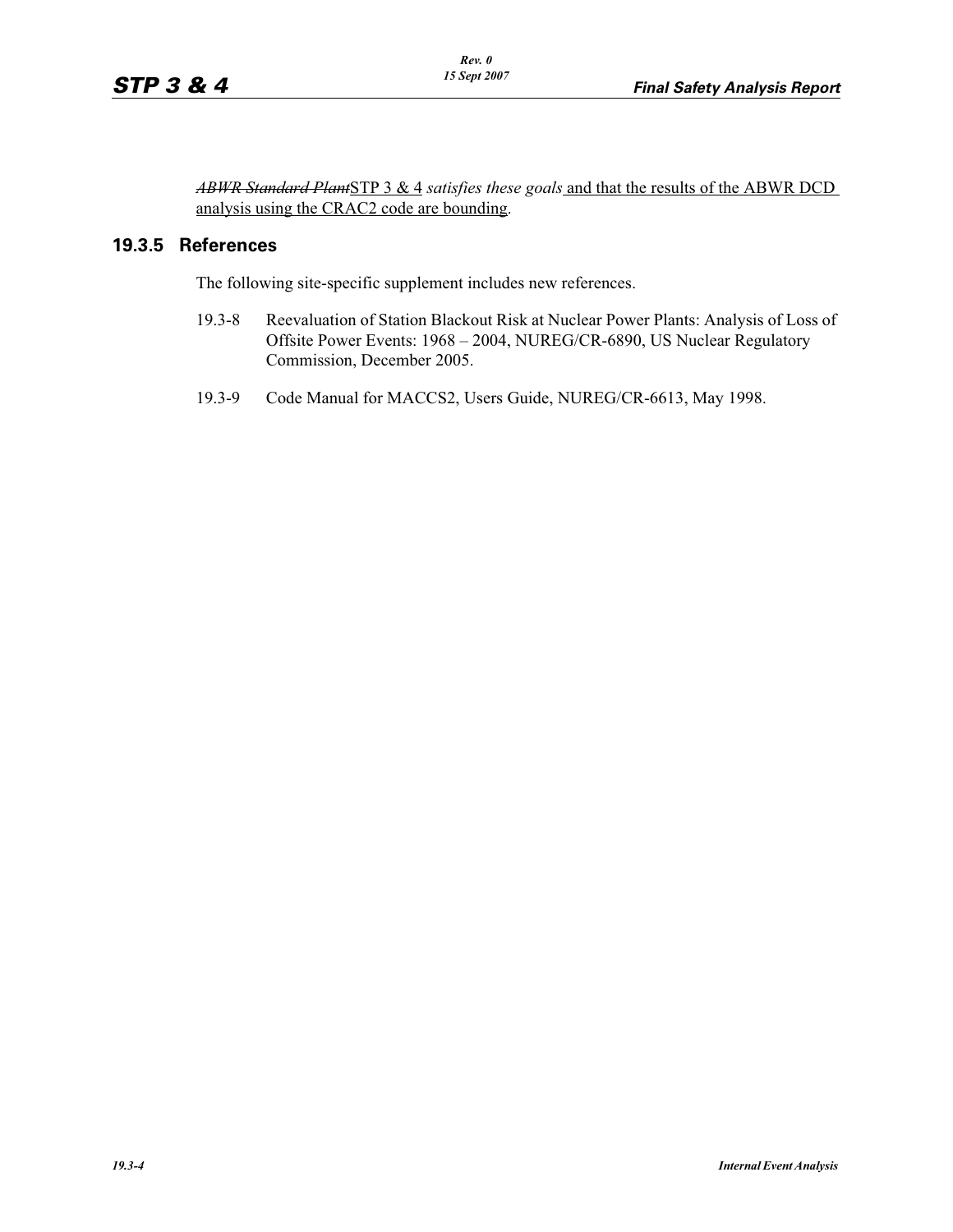~~*ABWR Standard Plant*~~STP 3 & 4 *satisfies these goals* and that the results of the ABWR DCD analysis using the CRAC2 code are bounding.

### 19.3.5 References

The following site-specific supplement includes new references.

19.3-8 Reevaluation of Station Blackout Risk at Nuclear Power Plants: Analysis of Loss of Offsite Power Events: 1968 – 2004, NUREG/CR-6890, US Nuclear Regulatory Commission, December 2005.

19.3-9 Code Manual for MACCS2, Users Guide, NUREG/CR-6613, May 1998.